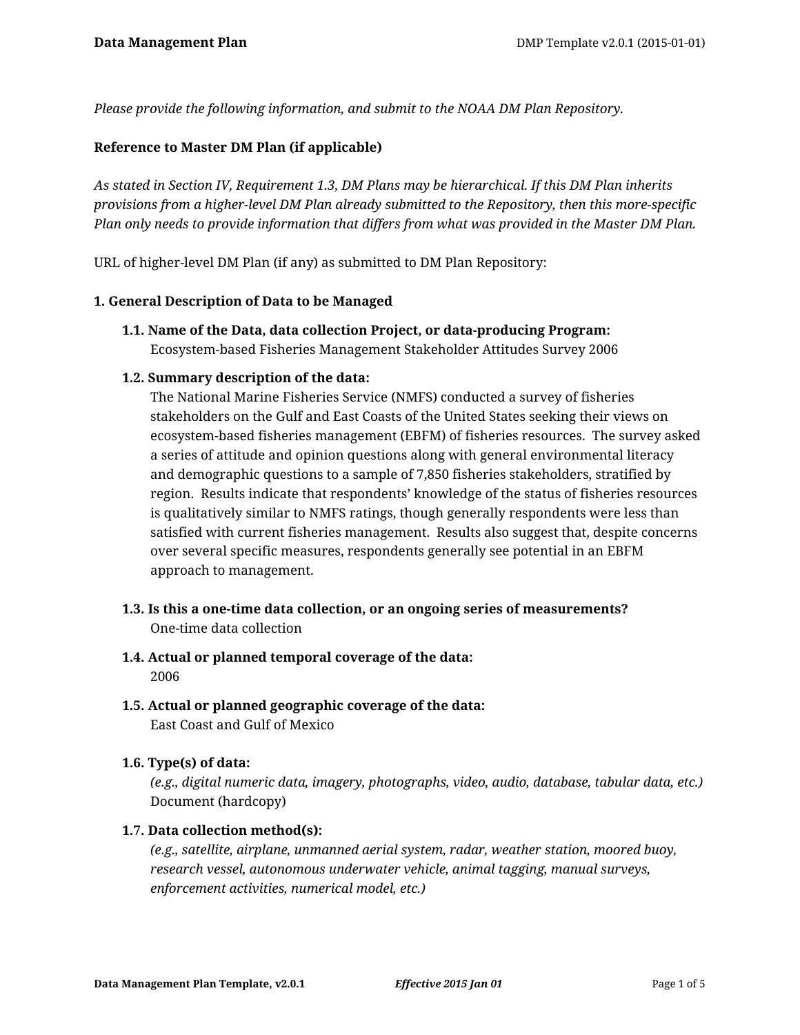*Please provide the following information, and submit to the NOAA DM Plan Repository.*

**Reference to Master DM Plan (if applicable)**

*As stated in Section IV, Requirement 1.3, DM Plans may be hierarchical. If this DM Plan inherits provisions from a higher-level DM Plan already submitted to the Repository, then this more-specific Plan only needs to provide information that differs from what was provided in the Master DM Plan.*

URL of higher-level DM Plan (if any) as submitted to DM Plan Repository:

## 1. General Description of Data to be Managed

### 1.1. Name of the Data, data collection Project, or data-producing Program:

Ecosystem-based Fisheries Management Stakeholder Attitudes Survey 2006

### 1.2. Summary description of the data:

The National Marine Fisheries Service (NMFS) conducted a survey of fisheries stakeholders on the Gulf and East Coasts of the United States seeking their views on ecosystem-based fisheries management (EBFM) of fisheries resources. The survey asked a series of attitude and opinion questions along with general environmental literacy and demographic questions to a sample of 7,850 fisheries stakeholders, stratified by region. Results indicate that respondents' knowledge of the status of fisheries resources is qualitatively similar to NMFS ratings, though generally respondents were less than satisfied with current fisheries management. Results also suggest that, despite concerns over several specific measures, respondents generally see potential in an EBFM approach to management.

### 1.3. Is this a one-time data collection, or an ongoing series of measurements?

One-time data collection

### 1.4. Actual or planned temporal coverage of the data:

2006

### 1.5. Actual or planned geographic coverage of the data:

East Coast and Gulf of Mexico

### 1.6. Type(s) of data:

*(e.g., digital numeric data, imagery, photographs, video, audio, database, tabular data, etc.)*

Document (hardcopy)

### 1.7. Data collection method(s):

*(e.g., satellite, airplane, unmanned aerial system, radar, weather station, moored buoy, research vessel, autonomous underwater vehicle, animal tagging, manual surveys, enforcement activities, numerical model, etc.)*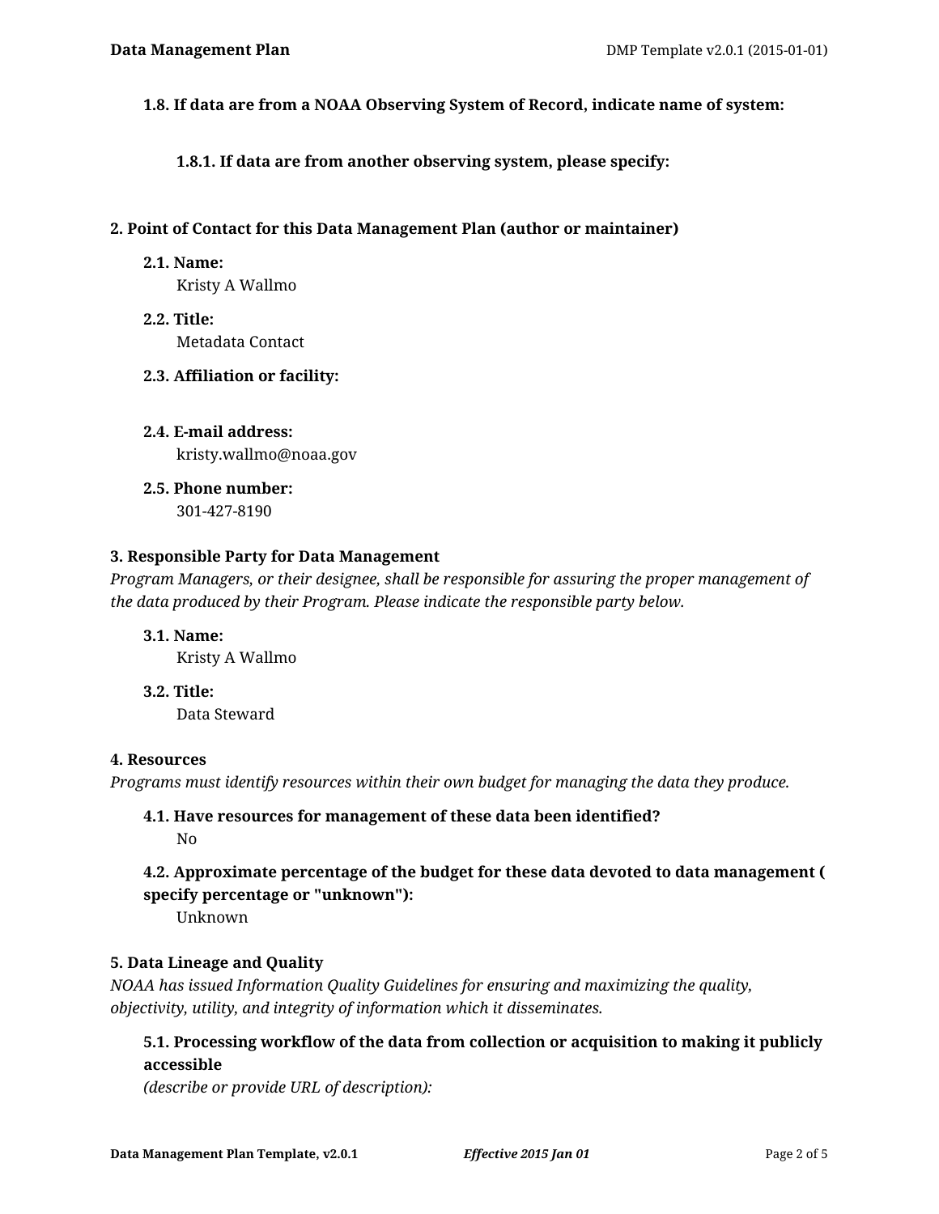### 1.8. If data are from a NOAA Observing System of Record, indicate name of system:

#### 1.8.1. If data are from another observing system, please specify:

## 2. Point of Contact for this Data Management Plan (author or maintainer)

### 2.1. Name:

Kristy A Wallmo

### 2.2. Title:

Metadata Contact

### 2.3. Affiliation or facility:

### 2.4. E-mail address:

kristy.wallmo@noaa.gov

### 2.5. Phone number:

301-427-8190

## 3. Responsible Party for Data Management

*Program Managers, or their designee, shall be responsible for assuring the proper management of the data produced by their Program. Please indicate the responsible party below.*

### 3.1. Name:

Kristy A Wallmo

### 3.2. Title:

Data Steward

## 4. Resources

*Programs must identify resources within their own budget for managing the data they produce.*

### 4.1. Have resources for management of these data been identified?

No

### 4.2. Approximate percentage of the budget for these data devoted to data management ( specify percentage or "unknown"):

Unknown

## 5. Data Lineage and Quality

*NOAA has issued Information Quality Guidelines for ensuring and maximizing the quality, objectivity, utility, and integrity of information which it disseminates.*

### 5.1. Processing workflow of the data from collection or acquisition to making it publicly accessible

*(describe or provide URL of description):*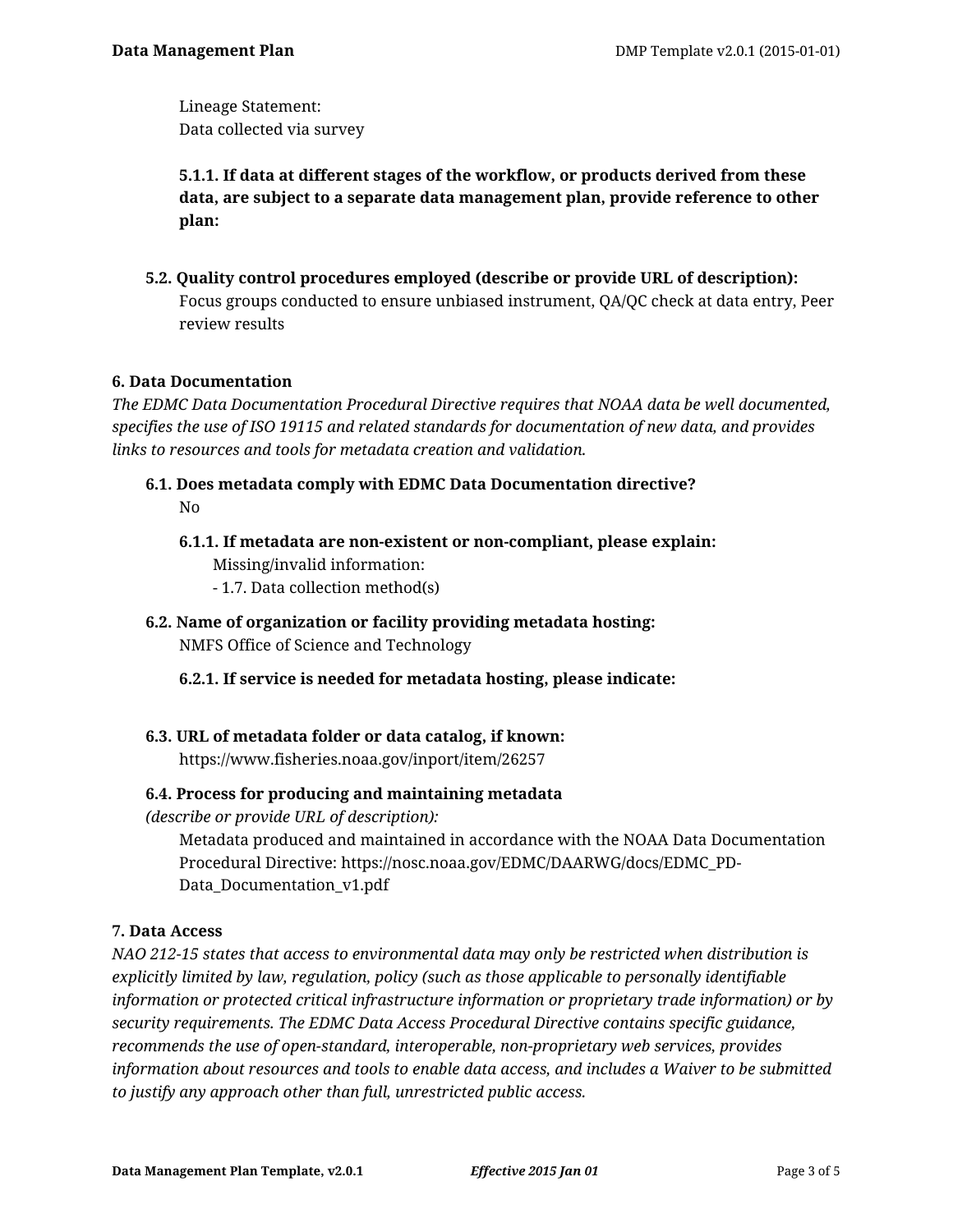Lineage Statement:
Data collected via survey

**5.1.1. If data at different stages of the workflow, or products derived from these data, are subject to a separate data management plan, provide reference to other plan:**

**5.2. Quality control procedures employed (describe or provide URL of description):**
Focus groups conducted to ensure unbiased instrument, QA/QC check at data entry, Peer review results

## 6. Data Documentation

*The EDMC Data Documentation Procedural Directive requires that NOAA data be well documented, specifies the use of ISO 19115 and related standards for documentation of new data, and provides links to resources and tools for metadata creation and validation.*

**6.1. Does metadata comply with EDMC Data Documentation directive?**
No

**6.1.1. If metadata are non-existent or non-compliant, please explain:**
Missing/invalid information:
- 1.7. Data collection method(s)

**6.2. Name of organization or facility providing metadata hosting:**
NMFS Office of Science and Technology

**6.2.1. If service is needed for metadata hosting, please indicate:**

**6.3. URL of metadata folder or data catalog, if known:**
https://www.fisheries.noaa.gov/inport/item/26257

**6.4. Process for producing and maintaining metadata**
*(describe or provide URL of description):*
Metadata produced and maintained in accordance with the NOAA Data Documentation Procedural Directive: https://nosc.noaa.gov/EDMC/DAARWG/docs/EDMC_PD-Data_Documentation_v1.pdf

## 7. Data Access

*NAO 212-15 states that access to environmental data may only be restricted when distribution is explicitly limited by law, regulation, policy (such as those applicable to personally identifiable information or protected critical infrastructure information or proprietary trade information) or by security requirements. The EDMC Data Access Procedural Directive contains specific guidance, recommends the use of open-standard, interoperable, non-proprietary web services, provides information about resources and tools to enable data access, and includes a Waiver to be submitted to justify any approach other than full, unrestricted public access.*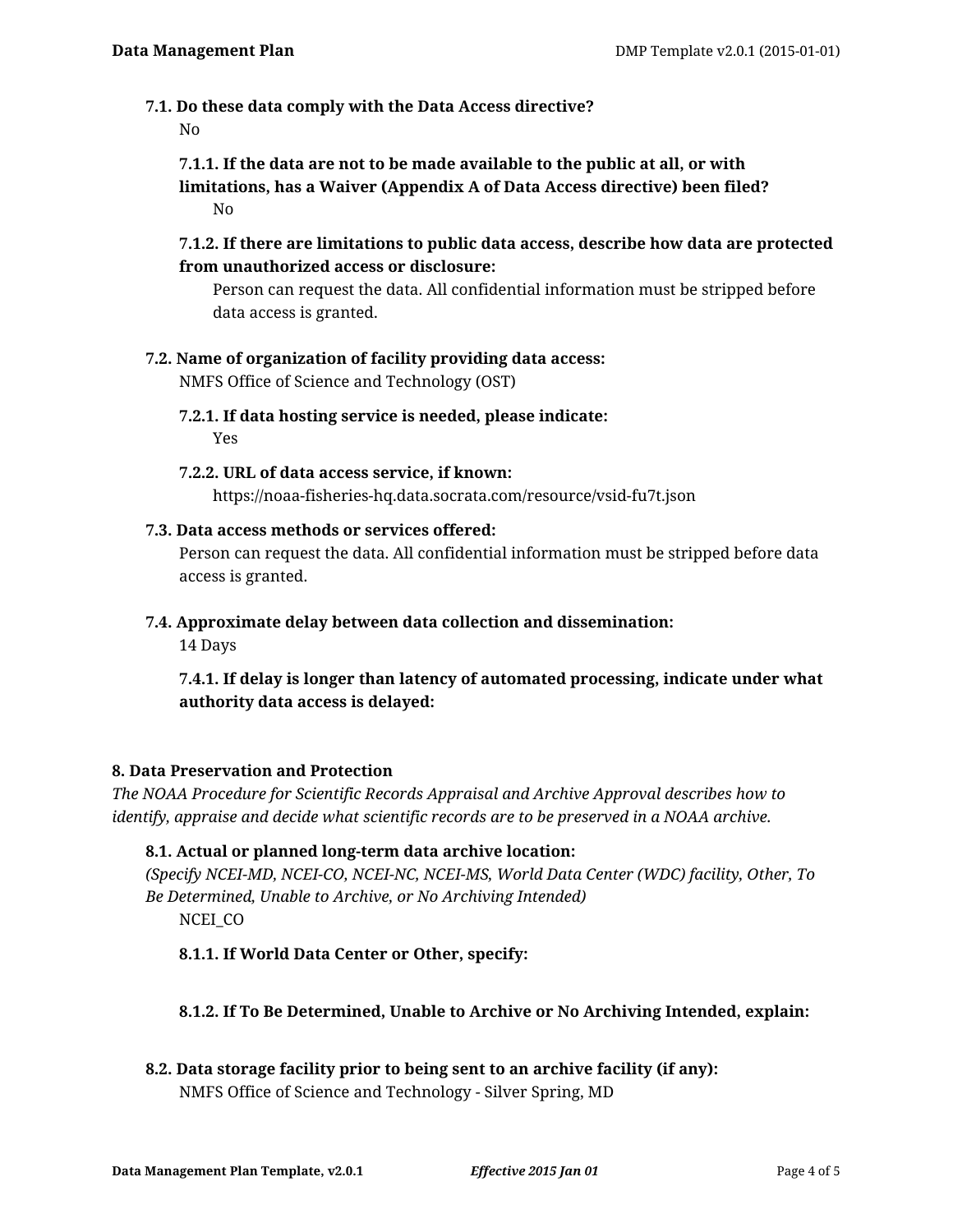**7.1. Do these data comply with the Data Access directive?**

No

**7.1.1. If the data are not to be made available to the public at all, or with limitations, has a Waiver (Appendix A of Data Access directive) been filed?**

No

**7.1.2. If there are limitations to public data access, describe how data are protected from unauthorized access or disclosure:**

Person can request the data. All confidential information must be stripped before data access is granted.

**7.2. Name of organization of facility providing data access:**

NMFS Office of Science and Technology (OST)

**7.2.1. If data hosting service is needed, please indicate:**

Yes

**7.2.2. URL of data access service, if known:**

https://noaa-fisheries-hq.data.socrata.com/resource/vsid-fu7t.json

**7.3. Data access methods or services offered:**

Person can request the data. All confidential information must be stripped before data access is granted.

**7.4. Approximate delay between data collection and dissemination:**

14 Days

**7.4.1. If delay is longer than latency of automated processing, indicate under what authority data access is delayed:**

## 8. Data Preservation and Protection

*The NOAA Procedure for Scientific Records Appraisal and Archive Approval describes how to identify, appraise and decide what scientific records are to be preserved in a NOAA archive.*

**8.1. Actual or planned long-term data archive location:**

*(Specify NCEI-MD, NCEI-CO, NCEI-NC, NCEI-MS, World Data Center (WDC) facility, Other, To Be Determined, Unable to Archive, or No Archiving Intended)*

NCEI_CO

**8.1.1. If World Data Center or Other, specify:**

**8.1.2. If To Be Determined, Unable to Archive or No Archiving Intended, explain:**

**8.2. Data storage facility prior to being sent to an archive facility (if any):**

NMFS Office of Science and Technology - Silver Spring, MD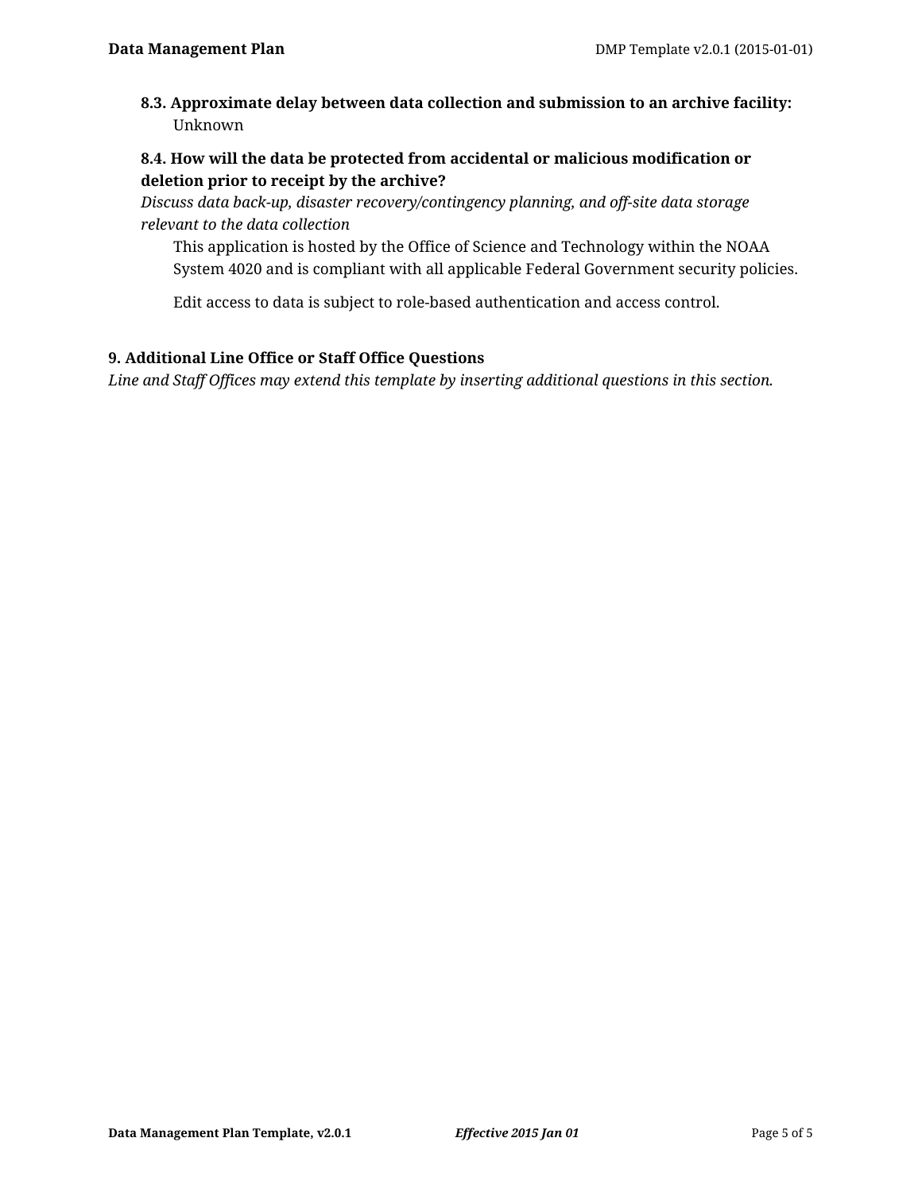**8.3. Approximate delay between data collection and submission to an archive facility:**

Unknown

**8.4. How will the data be protected from accidental or malicious modification or deletion prior to receipt by the archive?**

*Discuss data back-up, disaster recovery/contingency planning, and off-site data storage relevant to the data collection*

This application is hosted by the Office of Science and Technology within the NOAA System 4020 and is compliant with all applicable Federal Government security policies.

Edit access to data is subject to role-based authentication and access control.

## 9. Additional Line Office or Staff Office Questions

*Line and Staff Offices may extend this template by inserting additional questions in this section.*